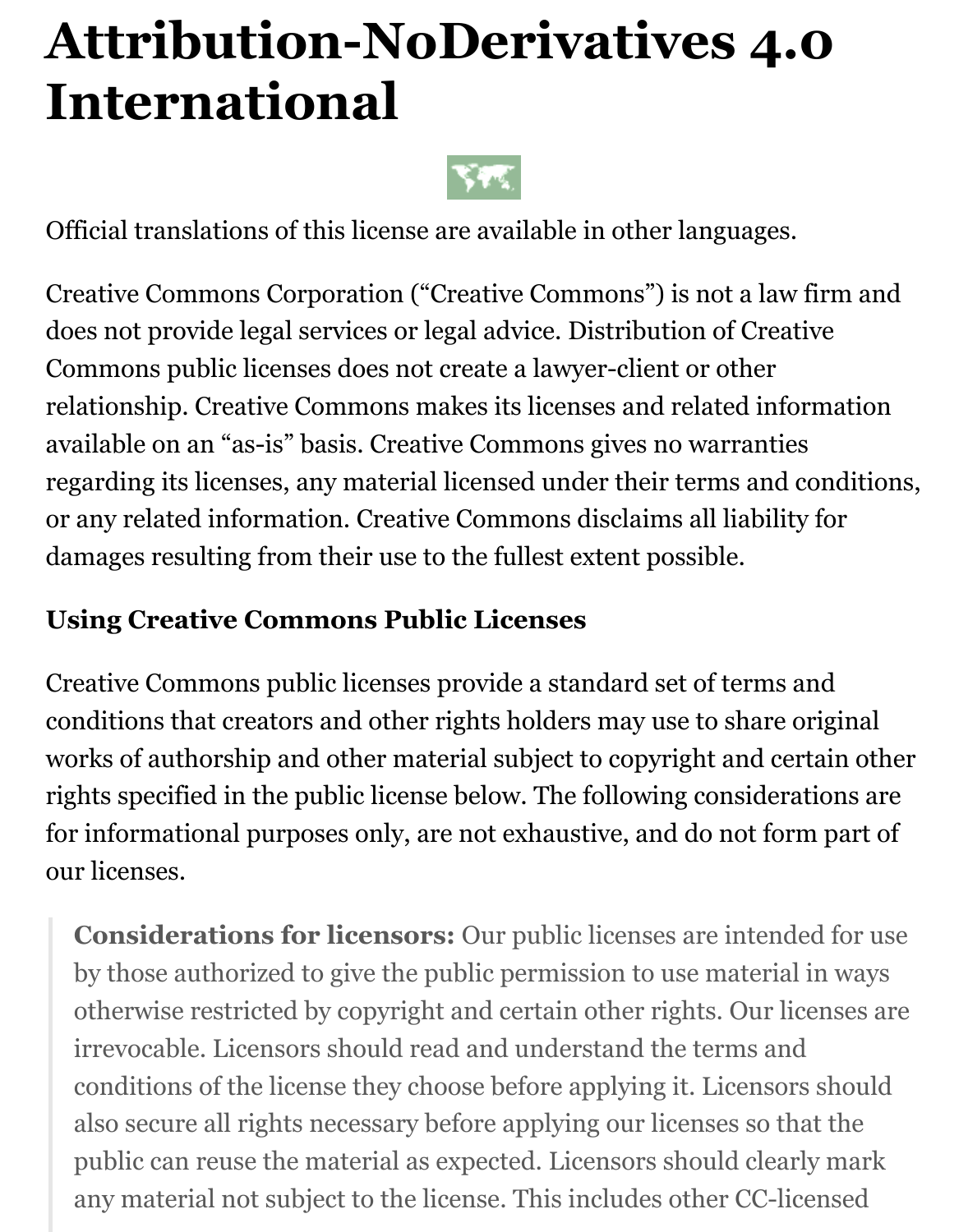# Attribution-NoDerivatives 4.0 International

Official translations of this license are available in other languages.

Creative Commons Corporation (“Creative Commons”) is not a law firm and does not provide legal services or legal advice. Distribution of Creative Commons public licenses does not create a lawyer-client or other relationship. Creative Commons makes its licenses and related information available on an “as-is” basis. Creative Commons gives no warranties regarding its licenses, any material licensed under their terms and conditions, or any related information. Creative Commons disclaims all liability for damages resulting from their use to the fullest extent possible.

### Using Creative Commons Public Licenses

Creative Commons public licenses provide a standard set of terms and conditions that creators and other rights holders may use to share original works of authorship and other material subject to copyright and certain other rights specified in the public license below. The following considerations are for informational purposes only, are not exhaustive, and do not form part of our licenses.

> **Considerations for licensors:** Our public licenses are intended for use by those authorized to give the public permission to use material in ways otherwise restricted by copyright and certain other rights. Our licenses are irrevocable. Licensors should read and understand the terms and conditions of the license they choose before applying it. Licensors should also secure all rights necessary before applying our licenses so that the public can reuse the material as expected. Licensors should clearly mark any material not subject to the license. This includes other CC-licensed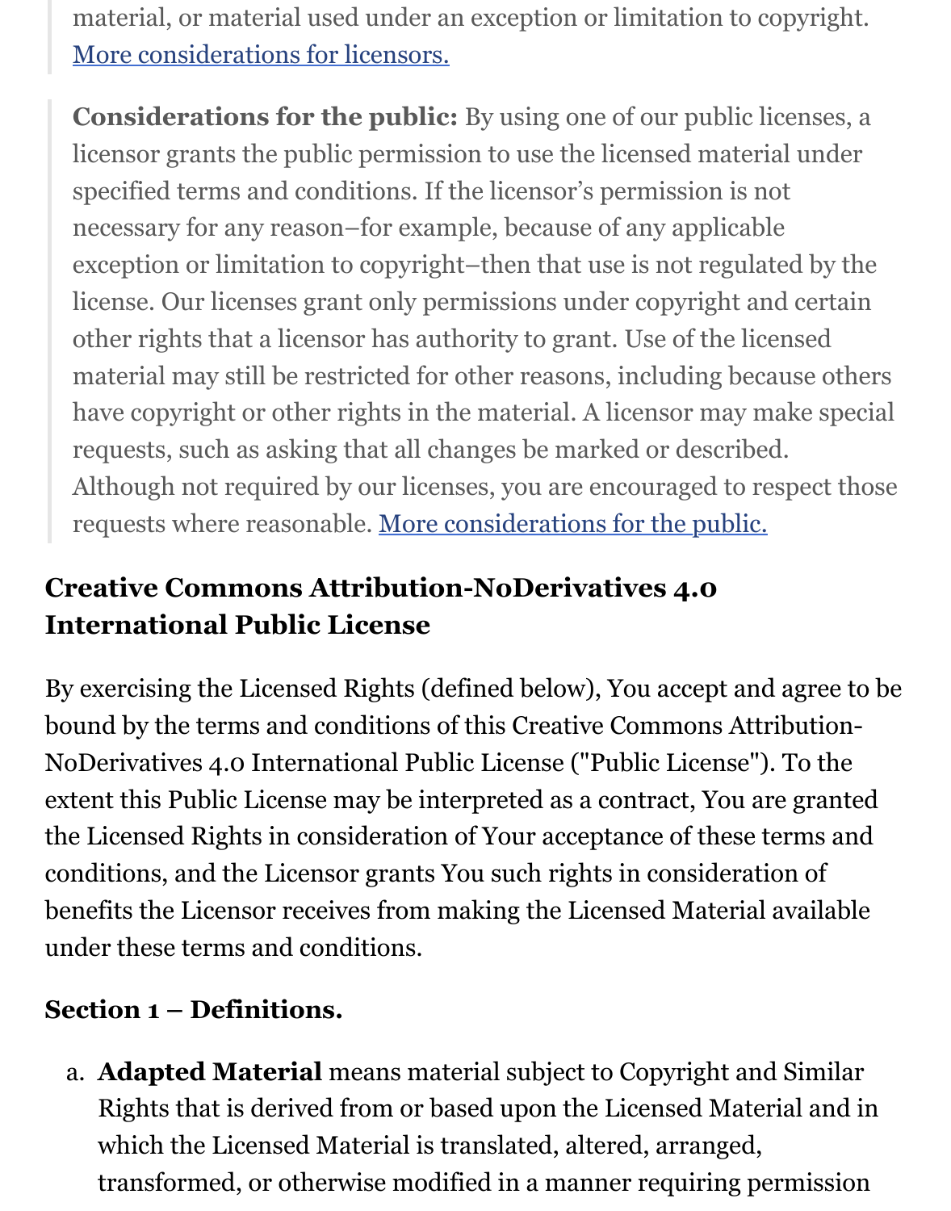> material, or material used under an exception or limitation to copyright. [More considerations for licensors.]()

> **Considerations for the public:** By using one of our public licenses, a licensor grants the public permission to use the licensed material under specified terms and conditions. If the licensor's permission is not necessary for any reason–for example, because of any applicable exception or limitation to copyright–then that use is not regulated by the license. Our licenses grant only permissions under copyright and certain other rights that a licensor has authority to grant. Use of the licensed material may still be restricted for other reasons, including because others have copyright or other rights in the material. A licensor may make special requests, such as asking that all changes be marked or described. Although not required by our licenses, you are encouraged to respect those requests where reasonable. [More considerations for the public.]()

## Creative Commons Attribution-NoDerivatives 4.0 International Public License

By exercising the Licensed Rights (defined below), You accept and agree to be bound by the terms and conditions of this Creative Commons Attribution-NoDerivatives 4.0 International Public License ("Public License"). To the extent this Public License may be interpreted as a contract, You are granted the Licensed Rights in consideration of Your acceptance of these terms and conditions, and the Licensor grants You such rights in consideration of benefits the Licensor receives from making the Licensed Material available under these terms and conditions.

### Section 1 – Definitions.

a. **Adapted Material** means material subject to Copyright and Similar Rights that is derived from or based upon the Licensed Material and in which the Licensed Material is translated, altered, arranged, transformed, or otherwise modified in a manner requiring permission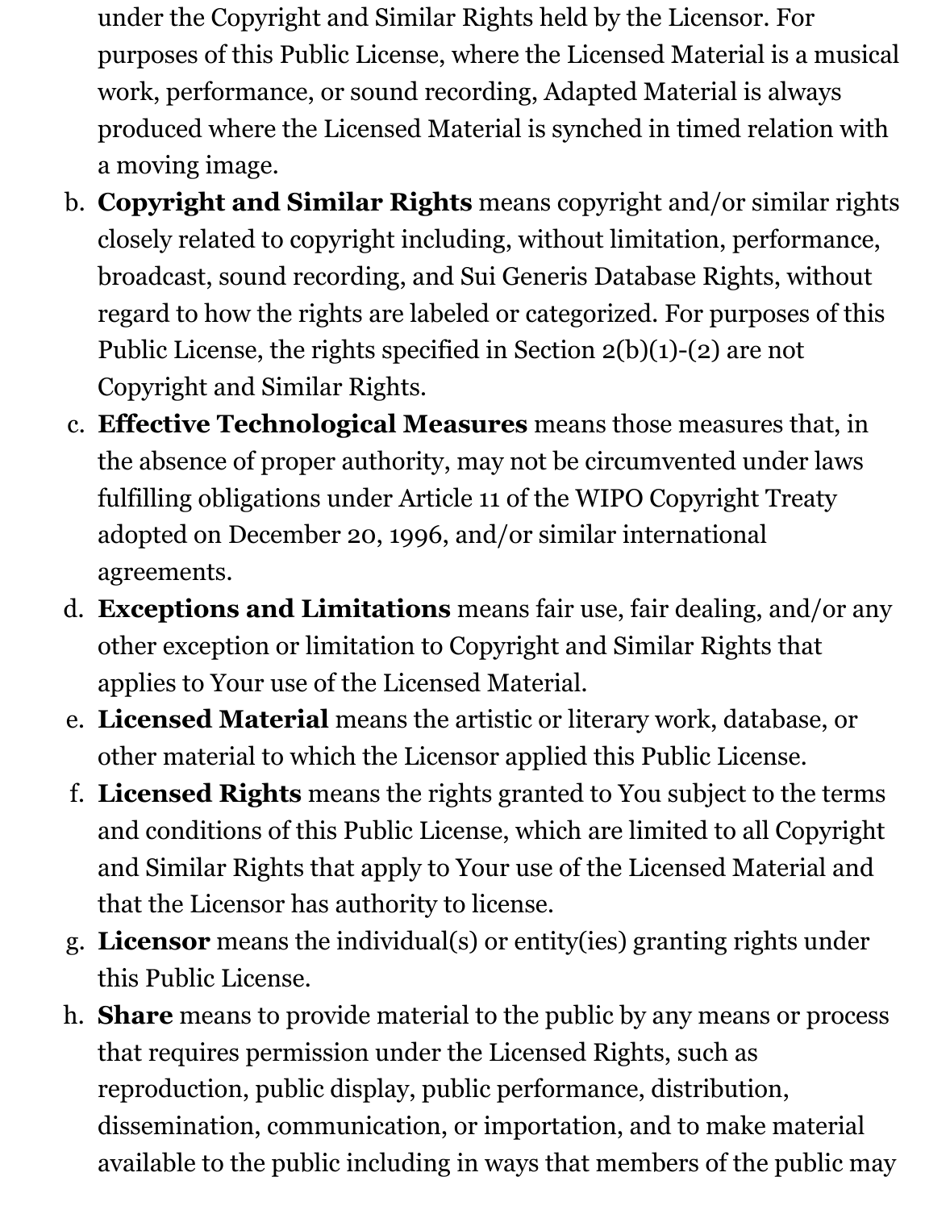under the Copyright and Similar Rights held by the Licensor. For purposes of this Public License, where the Licensed Material is a musical work, performance, or sound recording, Adapted Material is always produced where the Licensed Material is synched in timed relation with a moving image.

b. **Copyright and Similar Rights** means copyright and/or similar rights closely related to copyright including, without limitation, performance, broadcast, sound recording, and Sui Generis Database Rights, without regard to how the rights are labeled or categorized. For purposes of this Public License, the rights specified in Section 2(b)(1)-(2) are not Copyright and Similar Rights.

c. **Effective Technological Measures** means those measures that, in the absence of proper authority, may not be circumvented under laws fulfilling obligations under Article 11 of the WIPO Copyright Treaty adopted on December 20, 1996, and/or similar international agreements.

d. **Exceptions and Limitations** means fair use, fair dealing, and/or any other exception or limitation to Copyright and Similar Rights that applies to Your use of the Licensed Material.

e. **Licensed Material** means the artistic or literary work, database, or other material to which the Licensor applied this Public License.

f. **Licensed Rights** means the rights granted to You subject to the terms and conditions of this Public License, which are limited to all Copyright and Similar Rights that apply to Your use of the Licensed Material and that the Licensor has authority to license.

g. **Licensor** means the individual(s) or entity(ies) granting rights under this Public License.

h. **Share** means to provide material to the public by any means or process that requires permission under the Licensed Rights, such as reproduction, public display, public performance, distribution, dissemination, communication, or importation, and to make material available to the public including in ways that members of the public may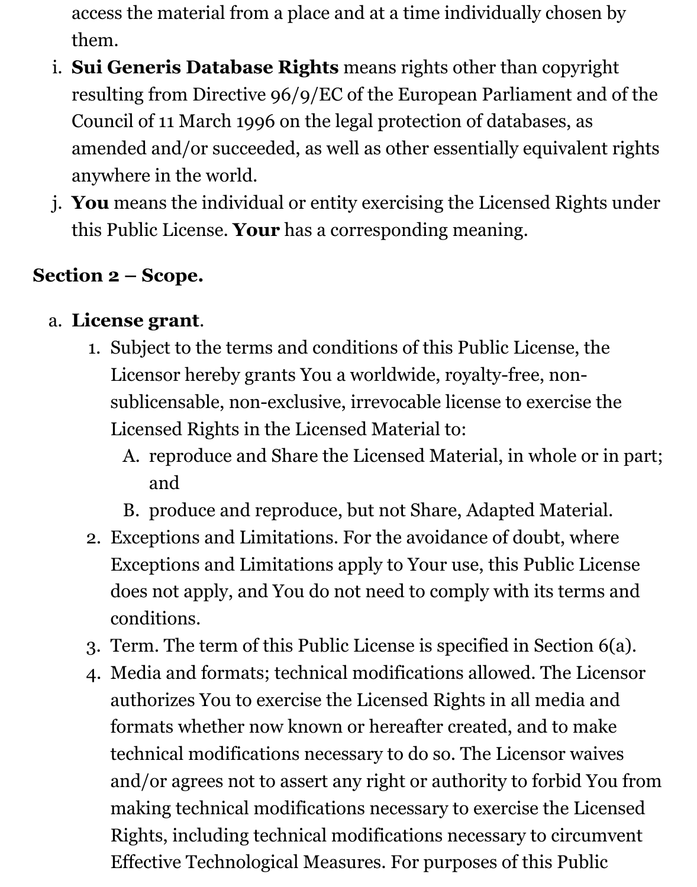access the material from a place and at a time individually chosen by them.

i. **Sui Generis Database Rights** means rights other than copyright resulting from Directive 96/9/EC of the European Parliament and of the Council of 11 March 1996 on the legal protection of databases, as amended and/or succeeded, as well as other essentially equivalent rights anywhere in the world.

j. **You** means the individual or entity exercising the Licensed Rights under this Public License. **Your** has a corresponding meaning.

**Section 2 – Scope.**

a. **License grant**.
   1. Subject to the terms and conditions of this Public License, the Licensor hereby grants You a worldwide, royalty-free, non-sublicensable, non-exclusive, irrevocable license to exercise the Licensed Rights in the Licensed Material to:
      A. reproduce and Share the Licensed Material, in whole or in part; and
      B. produce and reproduce, but not Share, Adapted Material.
   2. Exceptions and Limitations. For the avoidance of doubt, where Exceptions and Limitations apply to Your use, this Public License does not apply, and You do not need to comply with its terms and conditions.
   3. Term. The term of this Public License is specified in Section 6(a).
   4. Media and formats; technical modifications allowed. The Licensor authorizes You to exercise the Licensed Rights in all media and formats whether now known or hereafter created, and to make technical modifications necessary to do so. The Licensor waives and/or agrees not to assert any right or authority to forbid You from making technical modifications necessary to exercise the Licensed Rights, including technical modifications necessary to circumvent Effective Technological Measures. For purposes of this Public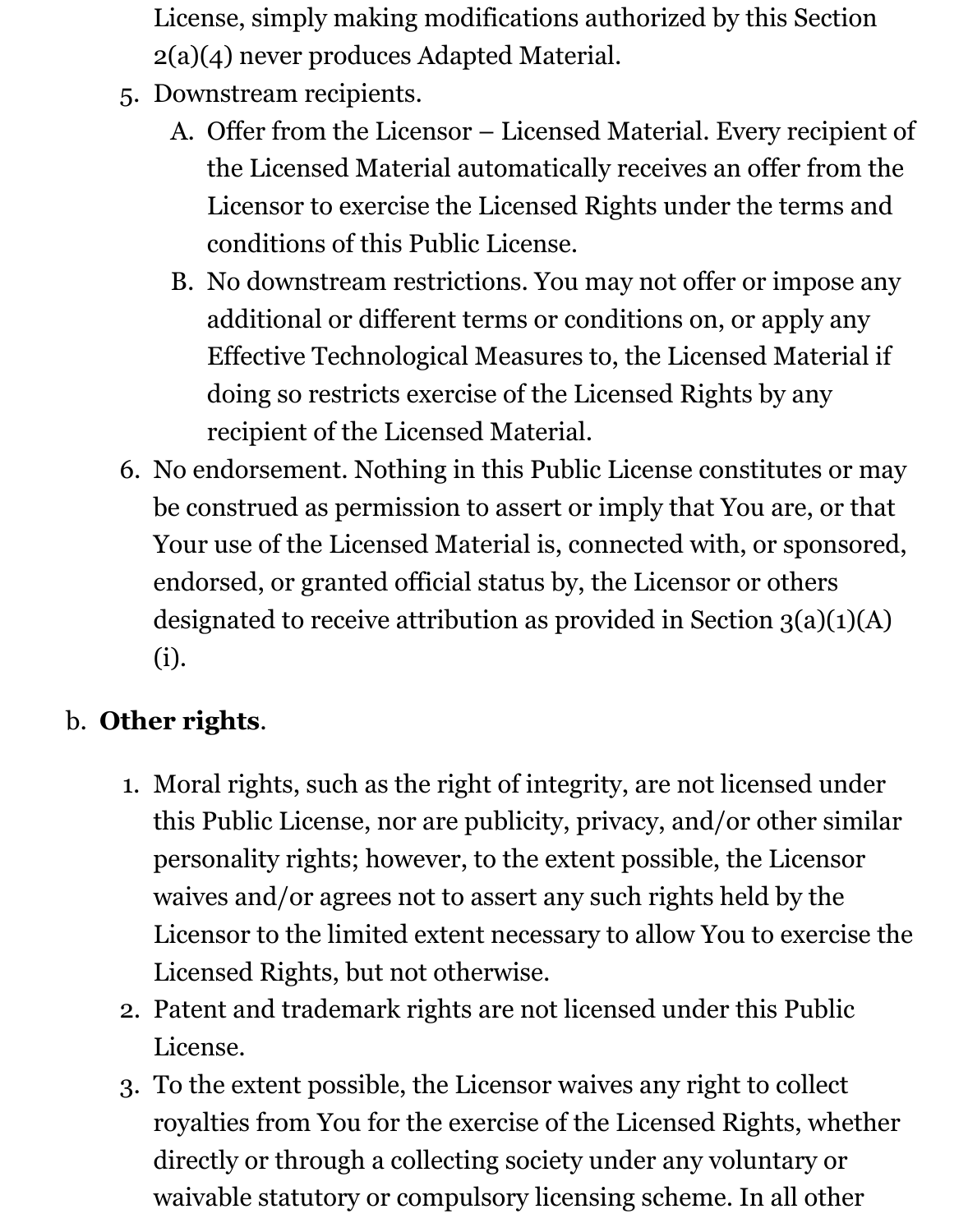License, simply making modifications authorized by this Section 2(a)(4) never produces Adapted Material.

5. Downstream recipients.
   A. Offer from the Licensor – Licensed Material. Every recipient of the Licensed Material automatically receives an offer from the Licensor to exercise the Licensed Rights under the terms and conditions of this Public License.
   B. No downstream restrictions. You may not offer or impose any additional or different terms or conditions on, or apply any Effective Technological Measures to, the Licensed Material if doing so restricts exercise of the Licensed Rights by any recipient of the Licensed Material.
6. No endorsement. Nothing in this Public License constitutes or may be construed as permission to assert or imply that You are, or that Your use of the Licensed Material is, connected with, or sponsored, endorsed, or granted official status by, the Licensor or others designated to receive attribution as provided in Section 3(a)(1)(A)(i).

b. **Other rights**.

1. Moral rights, such as the right of integrity, are not licensed under this Public License, nor are publicity, privacy, and/or other similar personality rights; however, to the extent possible, the Licensor waives and/or agrees not to assert any such rights held by the Licensor to the limited extent necessary to allow You to exercise the Licensed Rights, but not otherwise.
2. Patent and trademark rights are not licensed under this Public License.
3. To the extent possible, the Licensor waives any right to collect royalties from You for the exercise of the Licensed Rights, whether directly or through a collecting society under any voluntary or waivable statutory or compulsory licensing scheme. In all other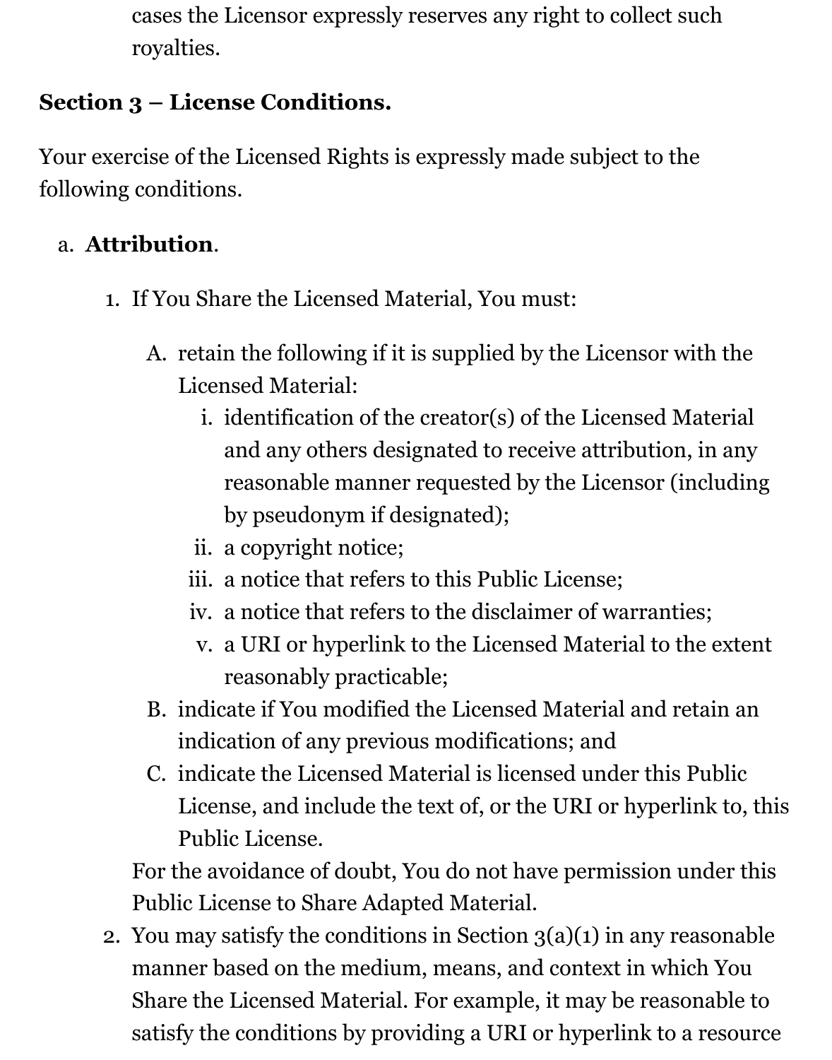cases the Licensor expressly reserves any right to collect such royalties.

**Section 3 – License Conditions.**

Your exercise of the Licensed Rights is expressly made subject to the following conditions.

a. **Attribution**.

1. If You Share the Licensed Material, You must:

   A. retain the following if it is supplied by the Licensor with the Licensed Material:
      i. identification of the creator(s) of the Licensed Material and any others designated to receive attribution, in any reasonable manner requested by the Licensor (including by pseudonym if designated);
      ii. a copyright notice;
      iii. a notice that refers to this Public License;
      iv. a notice that refers to the disclaimer of warranties;
      v. a URI or hyperlink to the Licensed Material to the extent reasonably practicable;

   B. indicate if You modified the Licensed Material and retain an indication of any previous modifications; and

   C. indicate the Licensed Material is licensed under this Public License, and include the text of, or the URI or hyperlink to, this Public License.

   For the avoidance of doubt, You do not have permission under this Public License to Share Adapted Material.

2. You may satisfy the conditions in Section 3(a)(1) in any reasonable manner based on the medium, means, and context in which You Share the Licensed Material. For example, it may be reasonable to satisfy the conditions by providing a URI or hyperlink to a resource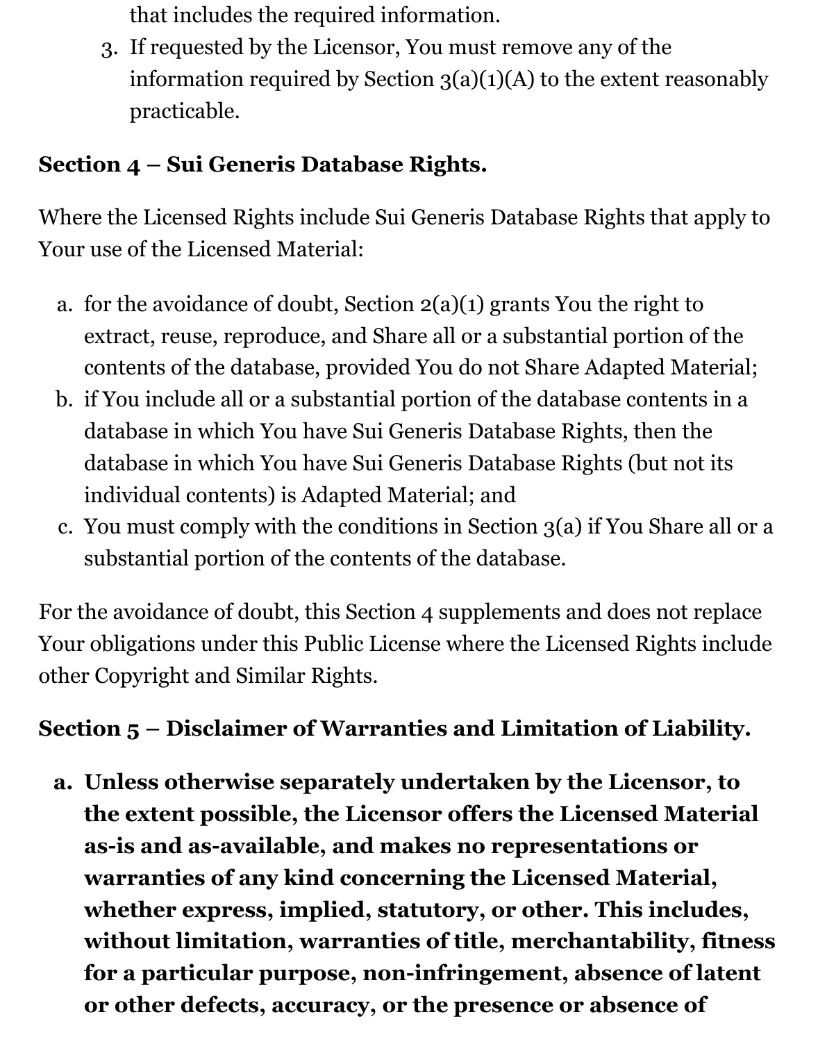that includes the required information.

3. If requested by the Licensor, You must remove any of the information required by Section 3(a)(1)(A) to the extent reasonably practicable.

**Section 4 – Sui Generis Database Rights.**

Where the Licensed Rights include Sui Generis Database Rights that apply to Your use of the Licensed Material:

a. for the avoidance of doubt, Section 2(a)(1) grants You the right to extract, reuse, reproduce, and Share all or a substantial portion of the contents of the database, provided You do not Share Adapted Material;
b. if You include all or a substantial portion of the database contents in a database in which You have Sui Generis Database Rights, then the database in which You have Sui Generis Database Rights (but not its individual contents) is Adapted Material; and
c. You must comply with the conditions in Section 3(a) if You Share all or a substantial portion of the contents of the database.

For the avoidance of doubt, this Section 4 supplements and does not replace Your obligations under this Public License where the Licensed Rights include other Copyright and Similar Rights.

**Section 5 – Disclaimer of Warranties and Limitation of Liability.**

a. **Unless otherwise separately undertaken by the Licensor, to the extent possible, the Licensor offers the Licensed Material as-is and as-available, and makes no representations or warranties of any kind concerning the Licensed Material, whether express, implied, statutory, or other. This includes, without limitation, warranties of title, merchantability, fitness for a particular purpose, non-infringement, absence of latent or other defects, accuracy, or the presence or absence of**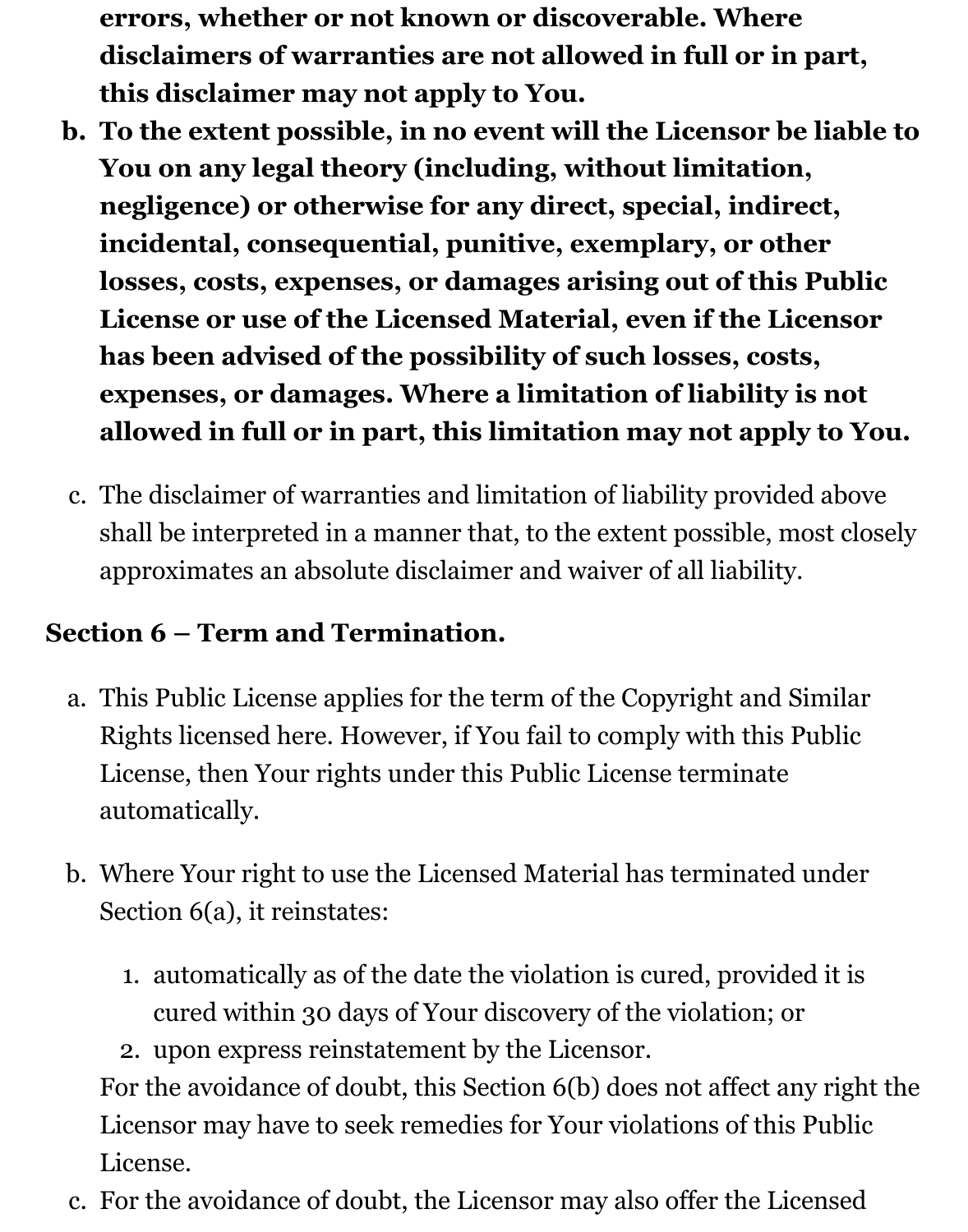**errors, whether or not known or discoverable. Where disclaimers of warranties are not allowed in full or in part, this disclaimer may not apply to You.**

b. **To the extent possible, in no event will the Licensor be liable to You on any legal theory (including, without limitation, negligence) or otherwise for any direct, special, indirect, incidental, consequential, punitive, exemplary, or other losses, costs, expenses, or damages arising out of this Public License or use of the Licensed Material, even if the Licensor has been advised of the possibility of such losses, costs, expenses, or damages. Where a limitation of liability is not allowed in full or in part, this limitation may not apply to You.**

c. The disclaimer of warranties and limitation of liability provided above shall be interpreted in a manner that, to the extent possible, most closely approximates an absolute disclaimer and waiver of all liability.

**Section 6 – Term and Termination.**

a. This Public License applies for the term of the Copyright and Similar Rights licensed here. However, if You fail to comply with this Public License, then Your rights under this Public License terminate automatically.

b. Where Your right to use the Licensed Material has terminated under Section 6(a), it reinstates:

    1. automatically as of the date the violation is cured, provided it is cured within 30 days of Your discovery of the violation; or
    2. upon express reinstatement by the Licensor.

    For the avoidance of doubt, this Section 6(b) does not affect any right the Licensor may have to seek remedies for Your violations of this Public License.

c. For the avoidance of doubt, the Licensor may also offer the Licensed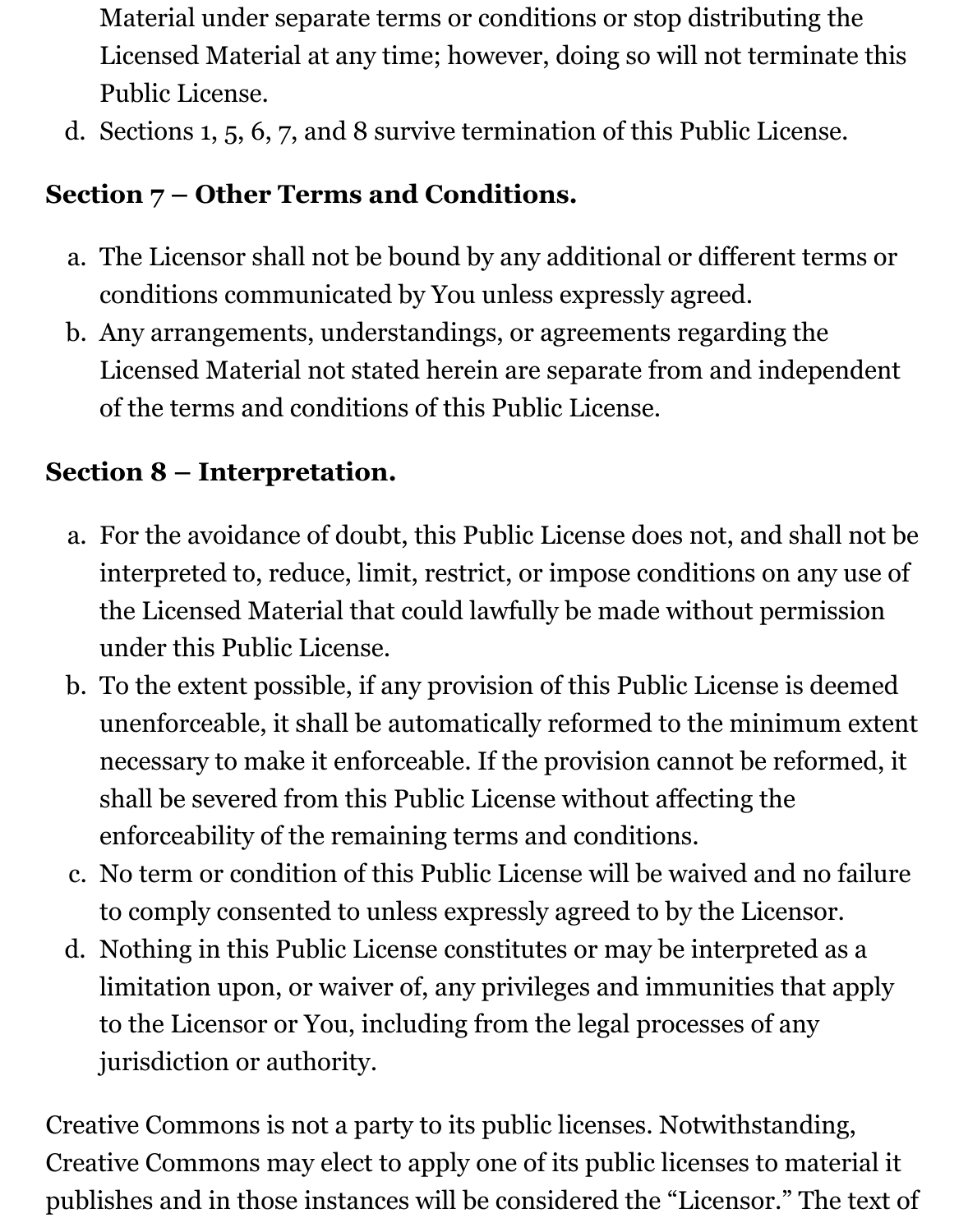Material under separate terms or conditions or stop distributing the Licensed Material at any time; however, doing so will not terminate this Public License.

d. Sections 1, 5, 6, 7, and 8 survive termination of this Public License.

**Section 7 – Other Terms and Conditions.**

a. The Licensor shall not be bound by any additional or different terms or conditions communicated by You unless expressly agreed.
b. Any arrangements, understandings, or agreements regarding the Licensed Material not stated herein are separate from and independent of the terms and conditions of this Public License.

**Section 8 – Interpretation.**

a. For the avoidance of doubt, this Public License does not, and shall not be interpreted to, reduce, limit, restrict, or impose conditions on any use of the Licensed Material that could lawfully be made without permission under this Public License.
b. To the extent possible, if any provision of this Public License is deemed unenforceable, it shall be automatically reformed to the minimum extent necessary to make it enforceable. If the provision cannot be reformed, it shall be severed from this Public License without affecting the enforceability of the remaining terms and conditions.
c. No term or condition of this Public License will be waived and no failure to comply consented to unless expressly agreed to by the Licensor.
d. Nothing in this Public License constitutes or may be interpreted as a limitation upon, or waiver of, any privileges and immunities that apply to the Licensor or You, including from the legal processes of any jurisdiction or authority.

Creative Commons is not a party to its public licenses. Notwithstanding, Creative Commons may elect to apply one of its public licenses to material it publishes and in those instances will be considered the "Licensor." The text of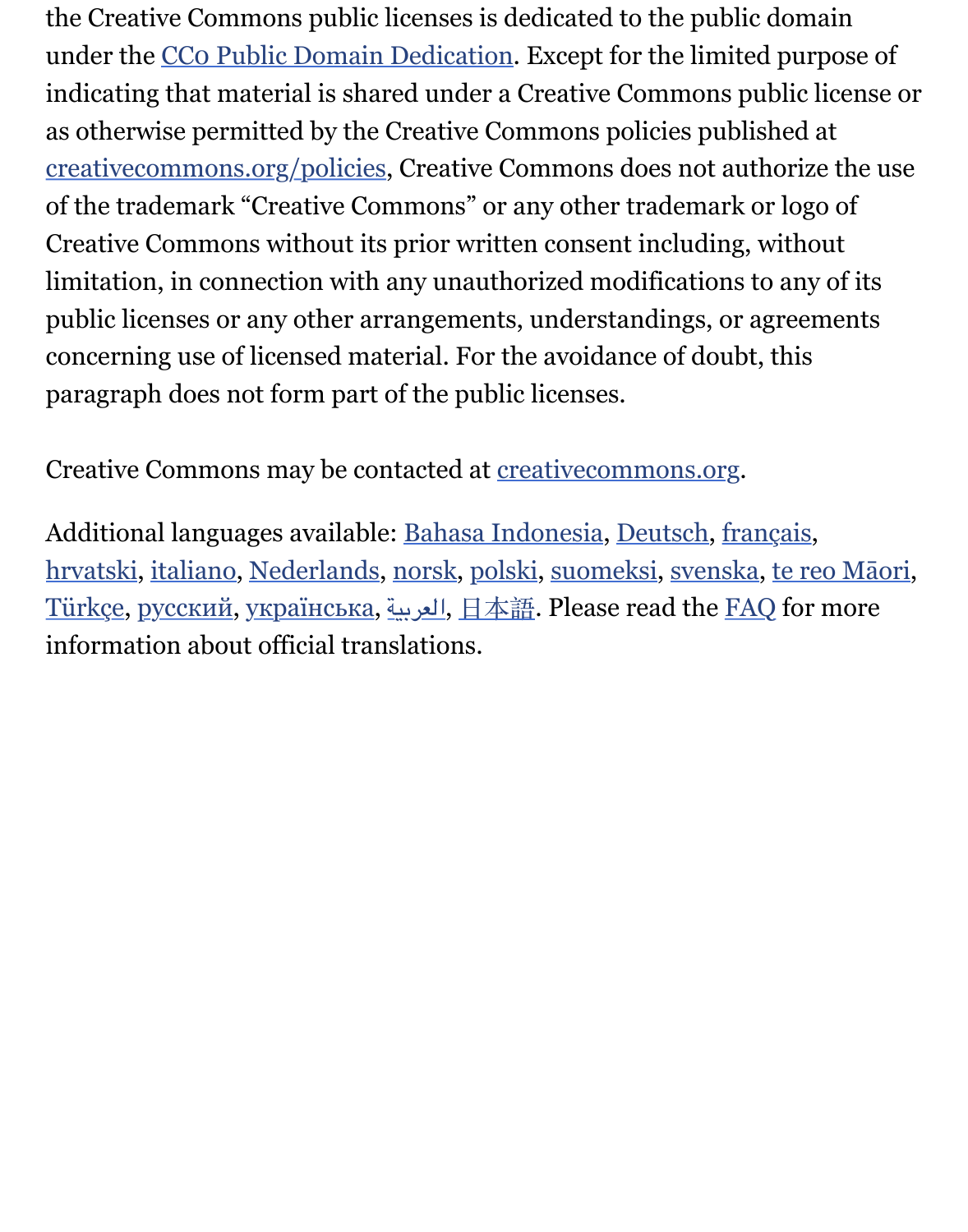the Creative Commons public licenses is dedicated to the public domain under the CC0 Public Domain Dedication. Except for the limited purpose of indicating that material is shared under a Creative Commons public license or as otherwise permitted by the Creative Commons policies published at creativecommons.org/policies, Creative Commons does not authorize the use of the trademark "Creative Commons" or any other trademark or logo of Creative Commons without its prior written consent including, without limitation, in connection with any unauthorized modifications to any of its public licenses or any other arrangements, understandings, or agreements concerning use of licensed material. For the avoidance of doubt, this paragraph does not form part of the public licenses.

Creative Commons may be contacted at creativecommons.org.

Additional languages available: Bahasa Indonesia, Deutsch, français, hrvatski, italiano, Nederlands, norsk, polski, suomeksi, svenska, te reo Māori, Türkçe, русский, українська, العربية, 日本語. Please read the FAQ for more information about official translations.